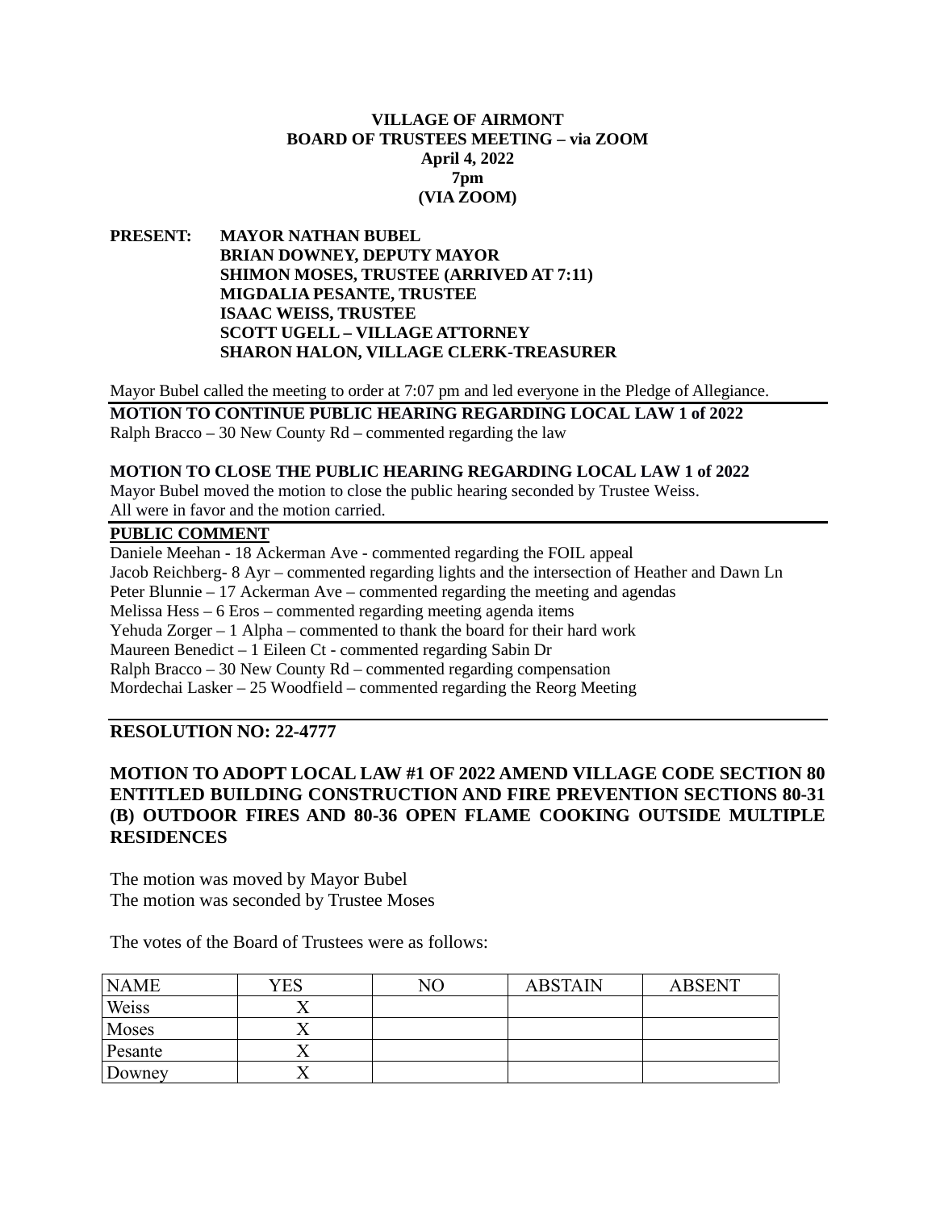**VILLAGE OF AIRMONT**
**BOARD OF TRUSTEES MEETING – via ZOOM**
**April 4, 2022**
**7pm**
**(VIA ZOOM)**

**PRESENT:** **MAYOR NATHAN BUBEL**
**BRIAN DOWNEY, DEPUTY MAYOR**
**SHIMON MOSES, TRUSTEE (ARRIVED AT 7:11)**
**MIGDALIA PESANTE, TRUSTEE**
**ISAAC WEISS, TRUSTEE**
**SCOTT UGELL – VILLAGE ATTORNEY**
**SHARON HALON, VILLAGE CLERK-TREASURER**

Mayor Bubel called the meeting to order at 7:07 pm and led everyone in the Pledge of Allegiance.

**MOTION TO CONTINUE PUBLIC HEARING REGARDING LOCAL LAW 1 of 2022**

Ralph Bracco – 30 New County Rd – commented regarding the law

**MOTION TO CLOSE THE PUBLIC HEARING REGARDING LOCAL LAW 1 of 2022**

Mayor Bubel moved the motion to close the public hearing seconded by Trustee Weiss.
All were in favor and the motion carried.

**PUBLIC COMMENT**

Daniele Meehan - 18 Ackerman Ave - commented regarding the FOIL appeal
Jacob Reichberg- 8 Ayr – commented regarding lights and the intersection of Heather and Dawn Ln
Peter Blunnie – 17 Ackerman Ave – commented regarding the meeting and agendas
Melissa Hess – 6 Eros – commented regarding meeting agenda items
Yehuda Zorger – 1 Alpha – commented to thank the board for their hard work
Maureen Benedict – 1 Eileen Ct - commented regarding Sabin Dr
Ralph Bracco – 30 New County Rd – commented regarding compensation
Mordechai Lasker – 25 Woodfield – commented regarding the Reorg Meeting

**RESOLUTION NO: 22-4777**

**MOTION TO ADOPT LOCAL LAW #1 OF 2022 AMEND VILLAGE CODE SECTION 80 ENTITLED BUILDING CONSTRUCTION AND FIRE PREVENTION SECTIONS 80-31 (B) OUTDOOR FIRES AND 80-36 OPEN FLAME COOKING OUTSIDE MULTIPLE RESIDENCES**

The motion was moved by Mayor Bubel
The motion was seconded by Trustee Moses

The votes of the Board of Trustees were as follows:

| NAME | YES | NO | ABSTAIN | ABSENT |
|---|---|---|---|---|
| Weiss | X | | | |
| Moses | X | | | |
| Pesante | X | | | |
| Downey | X | | | |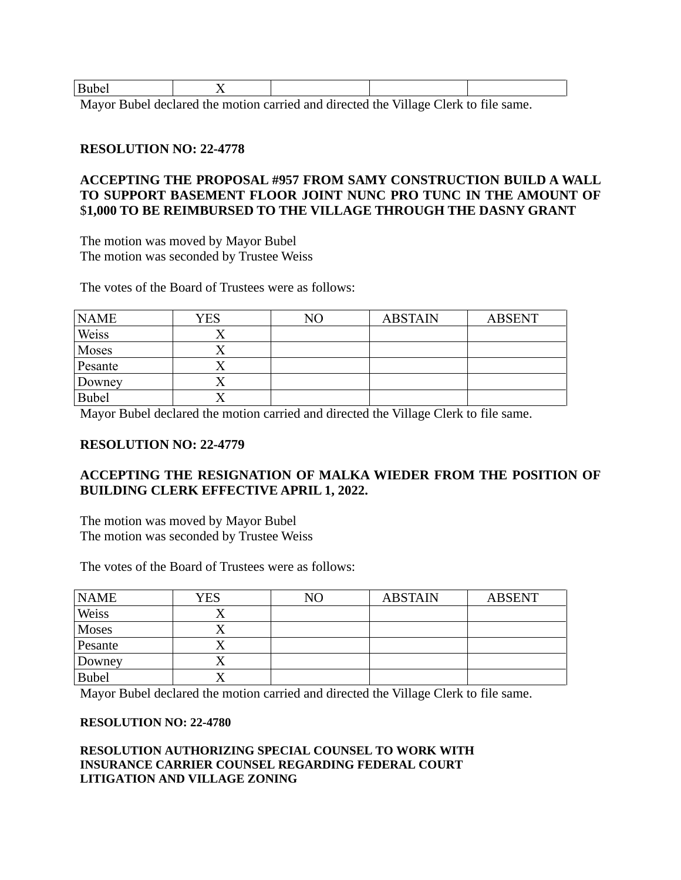| Bubel | X | | | |
|---|---|---|---|---|

Mayor Bubel declared the motion carried and directed the Village Clerk to file same.

**RESOLUTION NO: 22-4778**

**ACCEPTING THE PROPOSAL #957 FROM SAMY CONSTRUCTION BUILD A WALL TO SUPPORT BASEMENT FLOOR JOINT NUNC PRO TUNC IN THE AMOUNT OF $1,000 TO BE REIMBURSED TO THE VILLAGE THROUGH THE DASNY GRANT**

The motion was moved by Mayor Bubel
The motion was seconded by Trustee Weiss

The votes of the Board of Trustees were as follows:

| NAME | YES | NO | ABSTAIN | ABSENT |
|---|---|---|---|---|
| Weiss | X | | | |
| Moses | X | | | |
| Pesante | X | | | |
| Downey | X | | | |
| Bubel | X | | | |

Mayor Bubel declared the motion carried and directed the Village Clerk to file same.

**RESOLUTION NO: 22-4779**

**ACCEPTING THE RESIGNATION OF MALKA WIEDER FROM THE POSITION OF BUILDING CLERK EFFECTIVE APRIL 1, 2022.**

The motion was moved by Mayor Bubel
The motion was seconded by Trustee Weiss

The votes of the Board of Trustees were as follows:

| NAME | YES | NO | ABSTAIN | ABSENT |
|---|---|---|---|---|
| Weiss | X | | | |
| Moses | X | | | |
| Pesante | X | | | |
| Downey | X | | | |
| Bubel | X | | | |

Mayor Bubel declared the motion carried and directed the Village Clerk to file same.

**RESOLUTION NO: 22-4780**

**RESOLUTION AUTHORIZING SPECIAL COUNSEL TO WORK WITH INSURANCE CARRIER COUNSEL REGARDING FEDERAL COURT LITIGATION AND VILLAGE ZONING**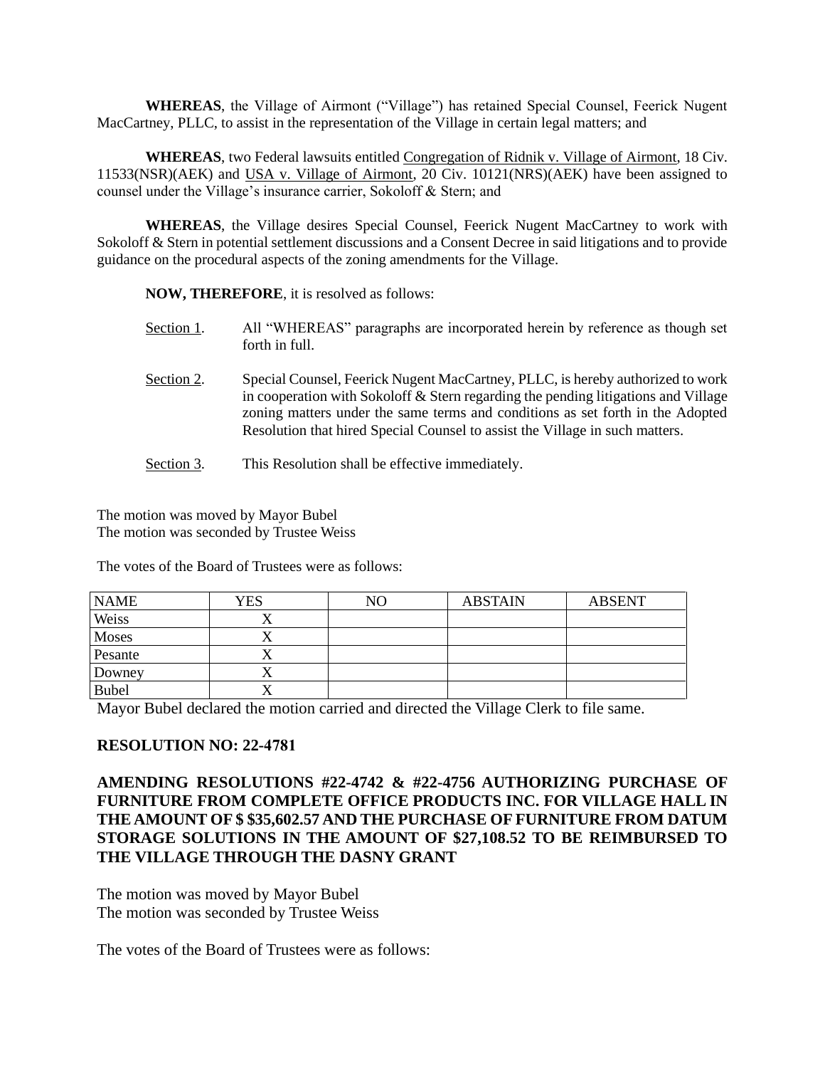**WHEREAS**, the Village of Airmont ("Village") has retained Special Counsel, Feerick Nugent MacCartney, PLLC, to assist in the representation of the Village in certain legal matters; and

**WHEREAS**, two Federal lawsuits entitled Congregation of Ridnik v. Village of Airmont, 18 Civ. 11533(NSR)(AEK) and USA v. Village of Airmont, 20 Civ. 10121(NRS)(AEK) have been assigned to counsel under the Village's insurance carrier, Sokoloff & Stern; and

**WHEREAS**, the Village desires Special Counsel, Feerick Nugent MacCartney to work with Sokoloff & Stern in potential settlement discussions and a Consent Decree in said litigations and to provide guidance on the procedural aspects of the zoning amendments for the Village.

**NOW, THEREFORE**, it is resolved as follows:

Section 1. All "WHEREAS" paragraphs are incorporated herein by reference as though set forth in full.

Section 2. Special Counsel, Feerick Nugent MacCartney, PLLC, is hereby authorized to work in cooperation with Sokoloff & Stern regarding the pending litigations and Village zoning matters under the same terms and conditions as set forth in the Adopted Resolution that hired Special Counsel to assist the Village in such matters.

Section 3. This Resolution shall be effective immediately.

The motion was moved by Mayor Bubel
The motion was seconded by Trustee Weiss

The votes of the Board of Trustees were as follows:

| NAME | YES | NO | ABSTAIN | ABSENT |
|---|---|---|---|---|
| Weiss | X | | | |
| Moses | X | | | |
| Pesante | X | | | |
| Downey | X | | | |
| Bubel | X | | | |

Mayor Bubel declared the motion carried and directed the Village Clerk to file same.

**RESOLUTION NO: 22-4781**

**AMENDING RESOLUTIONS #22-4742 & #22-4756 AUTHORIZING PURCHASE OF FURNITURE FROM COMPLETE OFFICE PRODUCTS INC. FOR VILLAGE HALL IN THE AMOUNT OF $ $35,602.57 AND THE PURCHASE OF FURNITURE FROM DATUM STORAGE SOLUTIONS IN THE AMOUNT OF $27,108.52 TO BE REIMBURSED TO THE VILLAGE THROUGH THE DASNY GRANT**

The motion was moved by Mayor Bubel
The motion was seconded by Trustee Weiss

The votes of the Board of Trustees were as follows: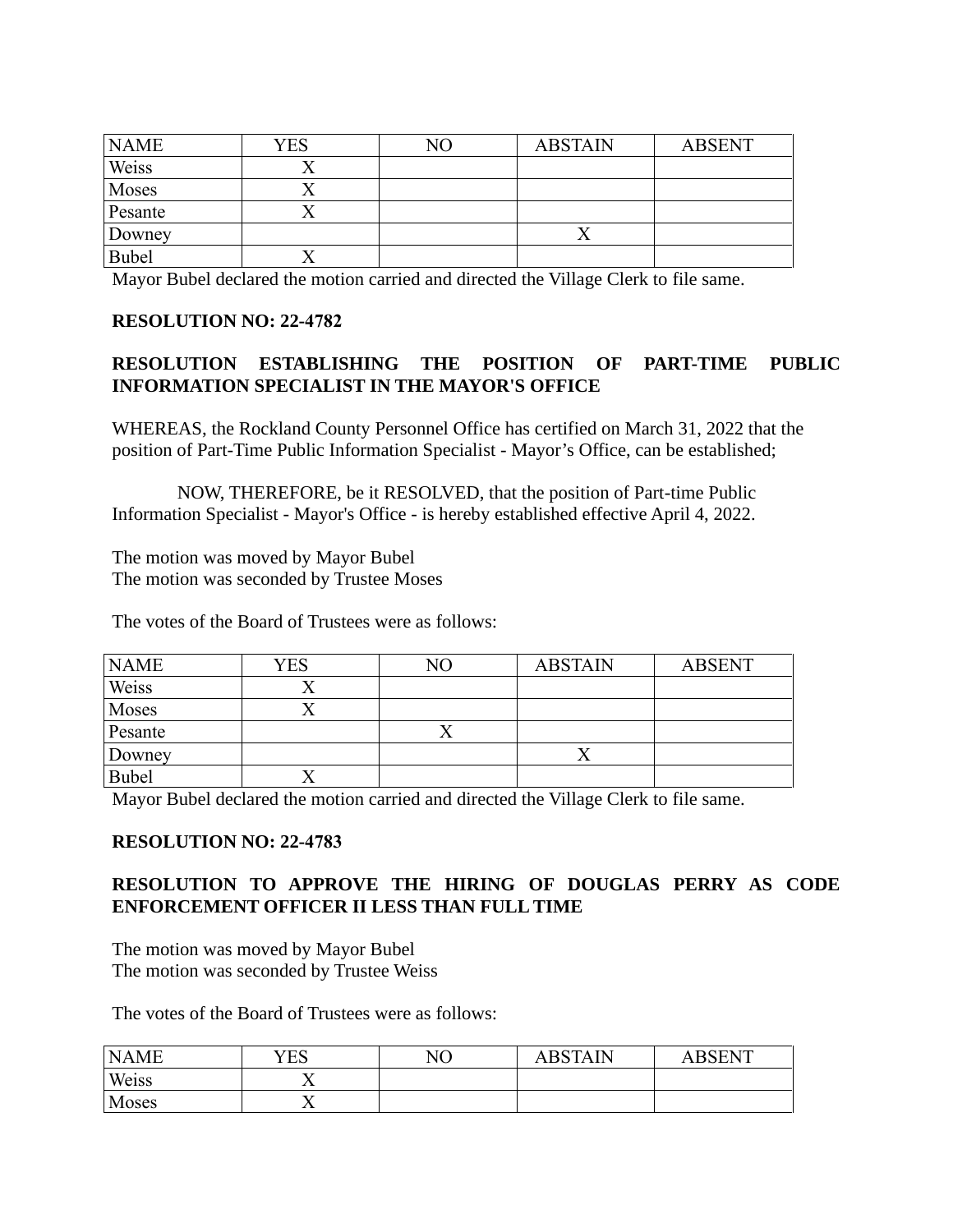| NAME | YES | NO | ABSTAIN | ABSENT |
|---|---|---|---|---|
| Weiss | X | | | |
| Moses | X | | | |
| Pesante | X | | | |
| Downey | | | X | |
| Bubel | X | | | |

Mayor Bubel declared the motion carried and directed the Village Clerk to file same.

**RESOLUTION NO: 22-4782**

**RESOLUTION ESTABLISHING THE POSITION OF PART-TIME PUBLIC INFORMATION SPECIALIST IN THE MAYOR'S OFFICE**

WHEREAS, the Rockland County Personnel Office has certified on March 31, 2022 that the position of Part-Time Public Information Specialist - Mayor’s Office, can be established;

NOW, THEREFORE, be it RESOLVED, that the position of Part-time Public Information Specialist - Mayor's Office - is hereby established effective April 4, 2022.

The motion was moved by Mayor Bubel
The motion was seconded by Trustee Moses

The votes of the Board of Trustees were as follows:

| NAME | YES | NO | ABSTAIN | ABSENT |
|---|---|---|---|---|
| Weiss | X | | | |
| Moses | X | | | |
| Pesante | | X | | |
| Downey | | | X | |
| Bubel | X | | | |

Mayor Bubel declared the motion carried and directed the Village Clerk to file same.

**RESOLUTION NO: 22-4783**

**RESOLUTION TO APPROVE THE HIRING OF DOUGLAS PERRY AS CODE ENFORCEMENT OFFICER II LESS THAN FULL TIME**

The motion was moved by Mayor Bubel
The motion was seconded by Trustee Weiss

The votes of the Board of Trustees were as follows:

| NAME | YES | NO | ABSTAIN | ABSENT |
|---|---|---|---|---|
| Weiss | X | | | |
| Moses | X | | | |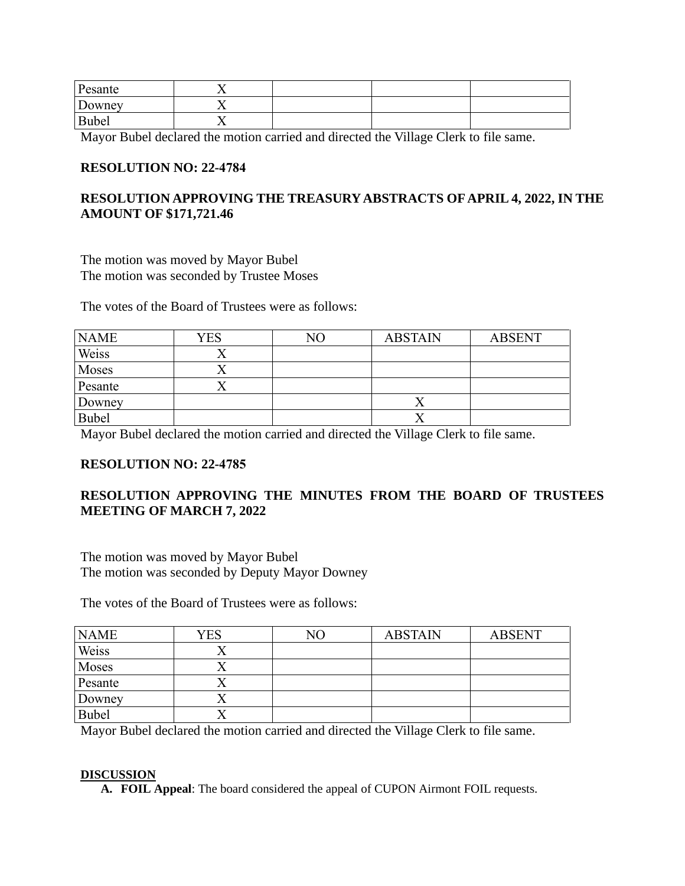| Pesante | X | | | |
|---|---|---|---|---|
| Downey | X | | | |
| Bubel | X | | | |

Mayor Bubel declared the motion carried and directed the Village Clerk to file same.

**RESOLUTION NO: 22-4784**

**RESOLUTION APPROVING THE TREASURY ABSTRACTS OF APRIL 4, 2022, IN THE AMOUNT OF $171,721.46**

The motion was moved by Mayor Bubel
The motion was seconded by Trustee Moses

The votes of the Board of Trustees were as follows:

| NAME | YES | NO | ABSTAIN | ABSENT |
|---|---|---|---|---|
| Weiss | X | | | |
| Moses | X | | | |
| Pesante | X | | | |
| Downey | | | X | |
| Bubel | | | X | |

Mayor Bubel declared the motion carried and directed the Village Clerk to file same.

**RESOLUTION NO: 22-4785**

**RESOLUTION APPROVING THE MINUTES FROM THE BOARD OF TRUSTEES MEETING OF MARCH 7, 2022**

The motion was moved by Mayor Bubel
The motion was seconded by Deputy Mayor Downey

The votes of the Board of Trustees were as follows:

| NAME | YES | NO | ABSTAIN | ABSENT |
|---|---|---|---|---|
| Weiss | X | | | |
| Moses | X | | | |
| Pesante | X | | | |
| Downey | X | | | |
| Bubel | X | | | |

Mayor Bubel declared the motion carried and directed the Village Clerk to file same.

**DISCUSSION**

A. **FOIL Appeal**: The board considered the appeal of CUPON Airmont FOIL requests.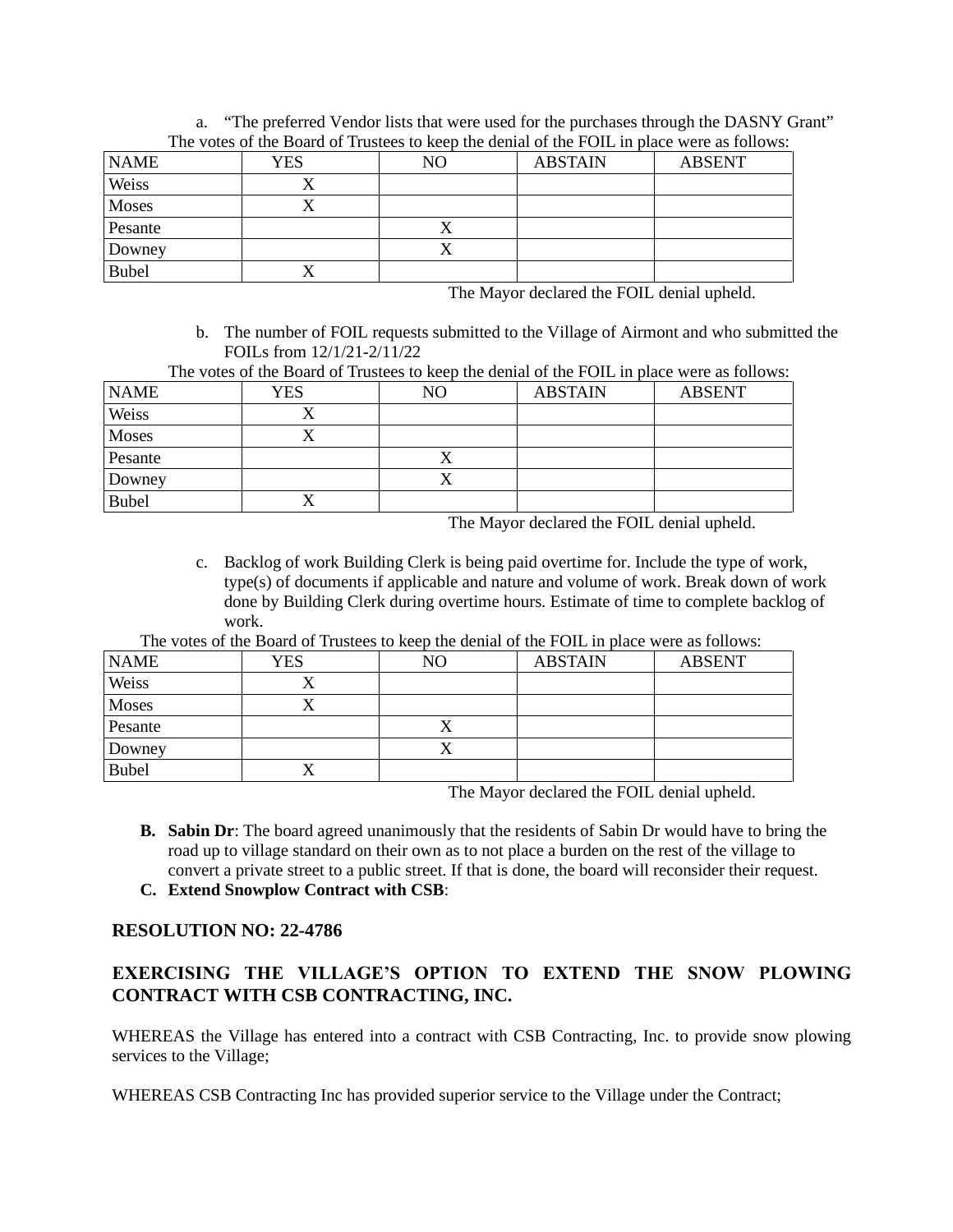a. "The preferred Vendor lists that were used for the purchases through the DASNY Grant"

The votes of the Board of Trustees to keep the denial of the FOIL in place were as follows:

| NAME | YES | NO | ABSTAIN | ABSENT |
|---|---|---|---|---|
| Weiss | X | | | |
| Moses | X | | | |
| Pesante | | X | | |
| Downey | | X | | |
| Bubel | X | | | |

The Mayor declared the FOIL denial upheld.

b. The number of FOIL requests submitted to the Village of Airmont and who submitted the FOILs from 12/1/21-2/11/22

The votes of the Board of Trustees to keep the denial of the FOIL in place were as follows:

| NAME | YES | NO | ABSTAIN | ABSENT |
|---|---|---|---|---|
| Weiss | X | | | |
| Moses | X | | | |
| Pesante | | X | | |
| Downey | | X | | |
| Bubel | X | | | |

The Mayor declared the FOIL denial upheld.

c. Backlog of work Building Clerk is being paid overtime for. Include the type of work, type(s) of documents if applicable and nature and volume of work. Break down of work done by Building Clerk during overtime hours. Estimate of time to complete backlog of work.

The votes of the Board of Trustees to keep the denial of the FOIL in place were as follows:

| NAME | YES | NO | ABSTAIN | ABSENT |
|---|---|---|---|---|
| Weiss | X | | | |
| Moses | X | | | |
| Pesante | | X | | |
| Downey | | X | | |
| Bubel | X | | | |

The Mayor declared the FOIL denial upheld.

**B. Sabin Dr**: The board agreed unanimously that the residents of Sabin Dr would have to bring the road up to village standard on their own as to not place a burden on the rest of the village to convert a private street to a public street. If that is done, the board will reconsider their request.

**C. Extend Snowplow Contract with CSB**:

**RESOLUTION NO: 22-4786**

**EXERCISING THE VILLAGE'S OPTION TO EXTEND THE SNOW PLOWING CONTRACT WITH CSB CONTRACTING, INC.**

WHEREAS the Village has entered into a contract with CSB Contracting, Inc. to provide snow plowing services to the Village;

WHEREAS CSB Contracting Inc has provided superior service to the Village under the Contract;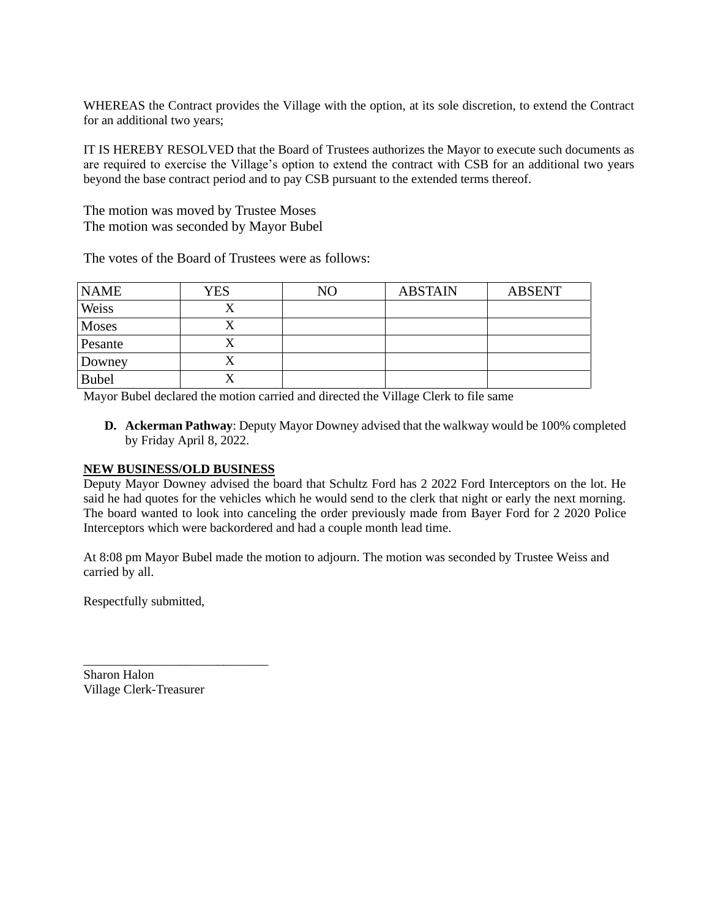WHEREAS the Contract provides the Village with the option, at its sole discretion, to extend the Contract for an additional two years;

IT IS HEREBY RESOLVED that the Board of Trustees authorizes the Mayor to execute such documents as are required to exercise the Village's option to extend the contract with CSB for an additional two years beyond the base contract period and to pay CSB pursuant to the extended terms thereof.

The motion was moved by Trustee Moses
The motion was seconded by Mayor Bubel

The votes of the Board of Trustees were as follows:

| NAME | YES | NO | ABSTAIN | ABSENT |
|---|---|---|---|---|
| Weiss | X | | | |
| Moses | X | | | |
| Pesante | X | | | |
| Downey | X | | | |
| Bubel | X | | | |

Mayor Bubel declared the motion carried and directed the Village Clerk to file same

**D. Ackerman Pathway**: Deputy Mayor Downey advised that the walkway would be 100% completed by Friday April 8, 2022.

**NEW BUSINESS/OLD BUSINESS**

Deputy Mayor Downey advised the board that Schultz Ford has 2 2022 Ford Interceptors on the lot. He said he had quotes for the vehicles which he would send to the clerk that night or early the next morning. The board wanted to look into canceling the order previously made from Bayer Ford for 2 2020 Police Interceptors which were backordered and had a couple month lead time.

At 8:08 pm Mayor Bubel made the motion to adjourn. The motion was seconded by Trustee Weiss and carried by all.

Respectfully submitted,

_____________________________

Sharon Halon
Village Clerk-Treasurer